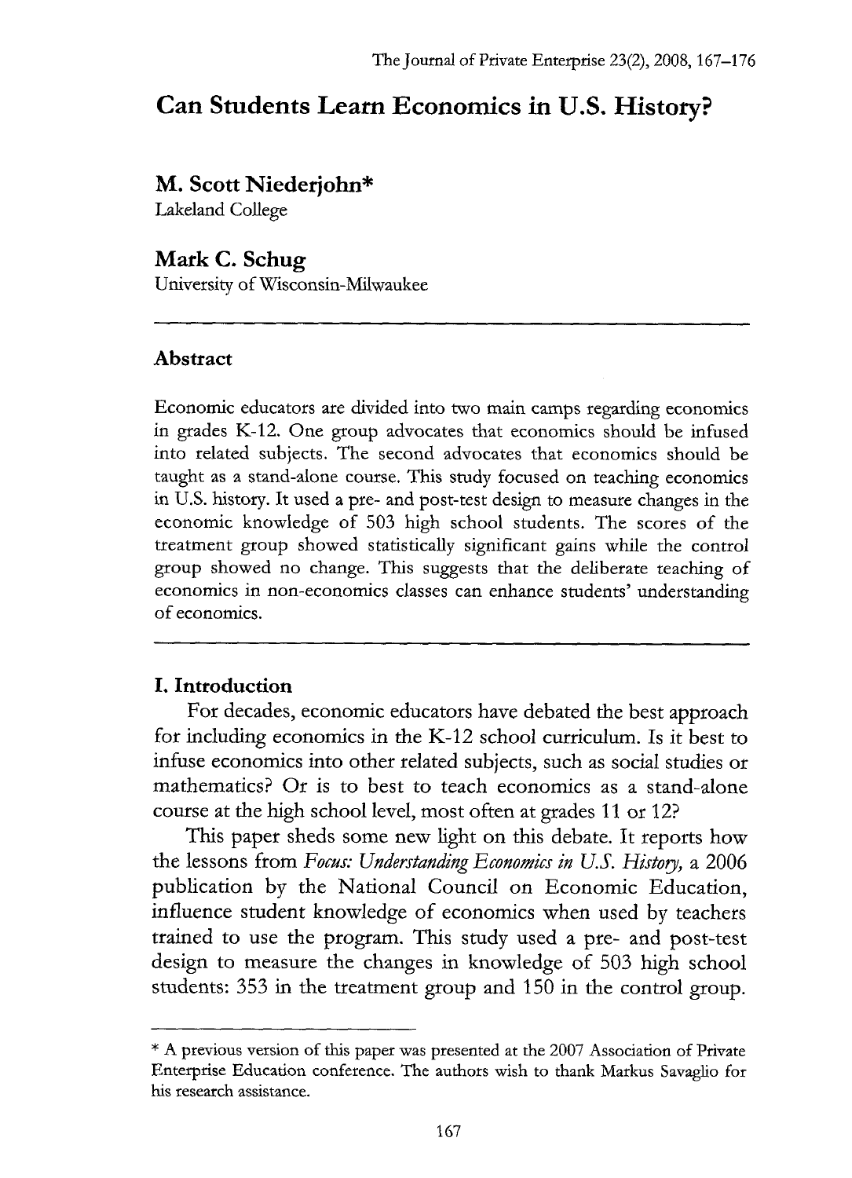# Can Students Learn Economics in U.S. History?

**M. Scott Niederjohn***
Lakeland College

**Mark C. Schug**
University of Wisconsin-Milwaukee

---

## Abstract

Economic educators are divided into two main camps regarding economics in grades K-12. One group advocates that economics should be infused into related subjects. The second advocates that economics should be taught as a stand-alone course. This study focused on teaching economics in U.S. history. It used a pre- and post-test design to measure changes in the economic knowledge of 503 high school students. The scores of the treatment group showed statistically significant gains while the control group showed no change. This suggests that the deliberate teaching of economics in non-economics classes can enhance students' understanding of economics.

---

## I. Introduction

For decades, economic educators have debated the best approach for including economics in the K-12 school curriculum. Is it best to infuse economics into other related subjects, such as social studies or mathematics? Or is to best to teach economics as a stand-alone course at the high school level, most often at grades 11 or 12?

This paper sheds some new light on this debate. It reports how the lessons from *Focus: Understanding Economics in U.S. History*, a 2006 publication by the National Council on Economic Education, influence student knowledge of economics when used by teachers trained to use the program. This study used a pre- and post-test design to measure the changes in knowledge of 503 high school students: 353 in the treatment group and 150 in the control group.

---

* A previous version of this paper was presented at the 2007 Association of Private Enterprise Education conference. The authors wish to thank Markus Savaglio for his research assistance.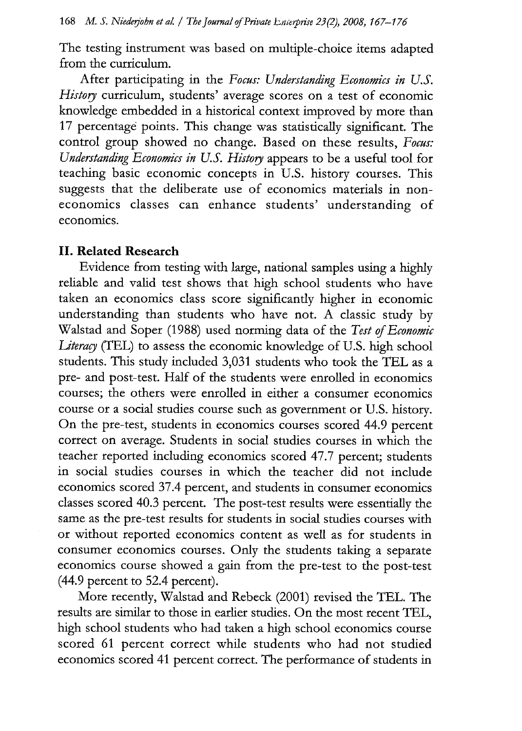The testing instrument was based on multiple-choice items adapted from the curriculum.

After participating in the *Focus: Understanding Economics in U.S. History* curriculum, students' average scores on a test of economic knowledge embedded in a historical context improved by more than 17 percentage points. This change was statistically significant. The control group showed no change. Based on these results, *Focus: Understanding Economics in U.S. History* appears to be a useful tool for teaching basic economic concepts in U.S. history courses. This suggests that the deliberate use of economics materials in non-economics classes can enhance students' understanding of economics.

## II. Related Research

Evidence from testing with large, national samples using a highly reliable and valid test shows that high school students who have taken an economics class score significantly higher in economic understanding than students who have not. A classic study by Walstad and Soper (1988) used norming data of the *Test of Economic Literacy* (TEL) to assess the economic knowledge of U.S. high school students. This study included 3,031 students who took the TEL as a pre- and post-test. Half of the students were enrolled in economics courses; the others were enrolled in either a consumer economics course or a social studies course such as government or U.S. history. On the pre-test, students in economics courses scored 44.9 percent correct on average. Students in social studies courses in which the teacher reported including economics scored 47.7 percent; students in social studies courses in which the teacher did not include economics scored 37.4 percent, and students in consumer economics classes scored 40.3 percent. The post-test results were essentially the same as the pre-test results for students in social studies courses with or without reported economics content as well as for students in consumer economics courses. Only the students taking a separate economics course showed a gain from the pre-test to the post-test (44.9 percent to 52.4 percent).

More recently, Walstad and Rebeck (2001) revised the TEL. The results are similar to those in earlier studies. On the most recent TEL, high school students who had taken a high school economics course scored 61 percent correct while students who had not studied economics scored 41 percent correct. The performance of students in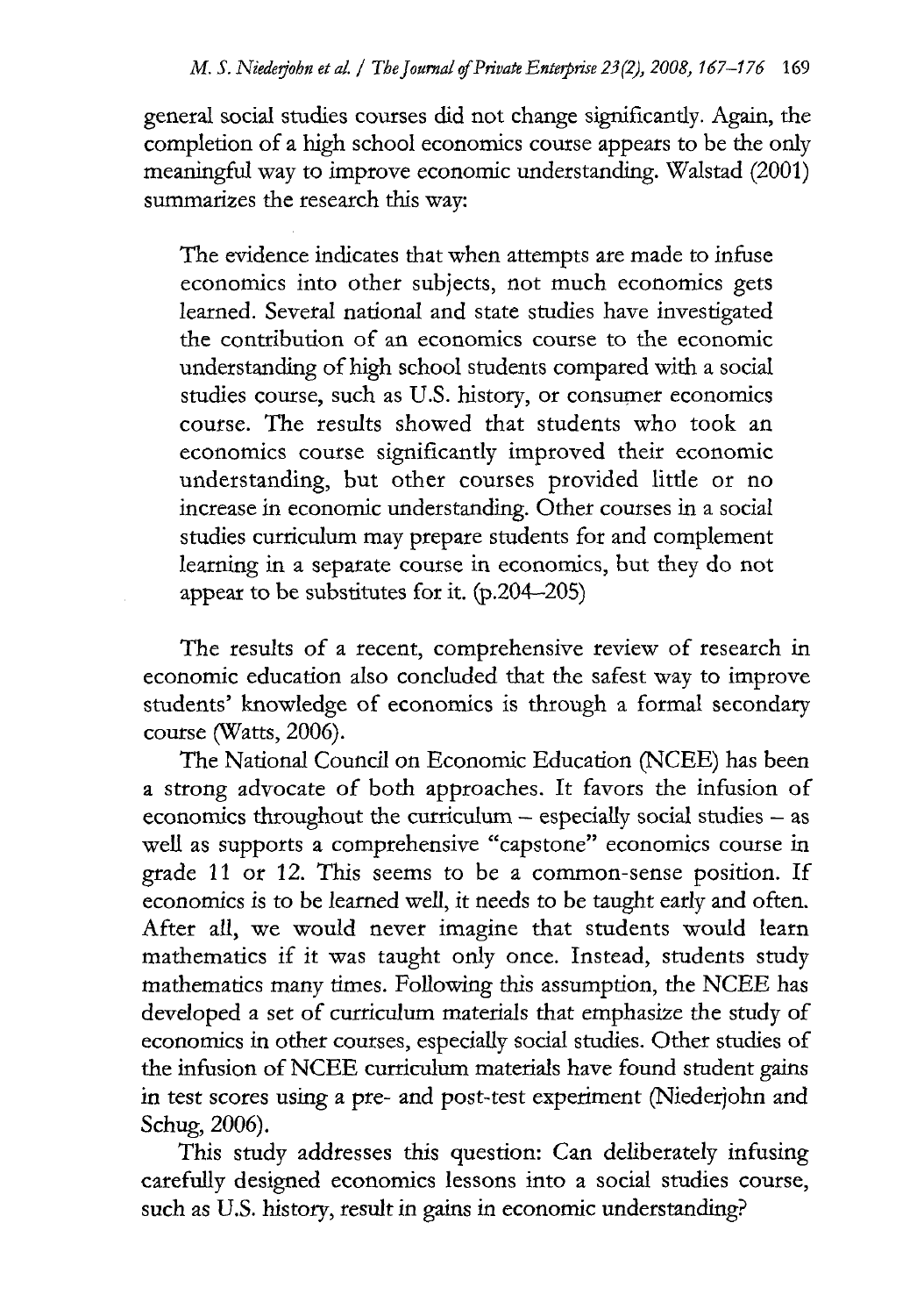general social studies courses did not change significantly. Again, the completion of a high school economics course appears to be the only meaningful way to improve economic understanding. Walstad (2001) summarizes the research this way:

> The evidence indicates that when attempts are made to infuse economics into other subjects, not much economics gets learned. Several national and state studies have investigated the contribution of an economics course to the economic understanding of high school students compared with a social studies course, such as U.S. history, or consumer economics course. The results showed that students who took an economics course significantly improved their economic understanding, but other courses provided little or no increase in economic understanding. Other courses in a social studies curriculum may prepare students for and complement learning in a separate course in economics, but they do not appear to be substitutes for it. (p.204–205)

The results of a recent, comprehensive review of research in economic education also concluded that the safest way to improve students' knowledge of economics is through a formal secondary course (Watts, 2006).

The National Council on Economic Education (NCEE) has been a strong advocate of both approaches. It favors the infusion of economics throughout the curriculum – especially social studies – as well as supports a comprehensive "capstone" economics course in grade 11 or 12. This seems to be a common-sense position. If economics is to be learned well, it needs to be taught early and often. After all, we would never imagine that students would learn mathematics if it was taught only once. Instead, students study mathematics many times. Following this assumption, the NCEE has developed a set of curriculum materials that emphasize the study of economics in other courses, especially social studies. Other studies of the infusion of NCEE curriculum materials have found student gains in test scores using a pre- and post-test experiment (Niederjohn and Schug, 2006).

This study addresses this question: Can deliberately infusing carefully designed economics lessons into a social studies course, such as U.S. history, result in gains in economic understanding?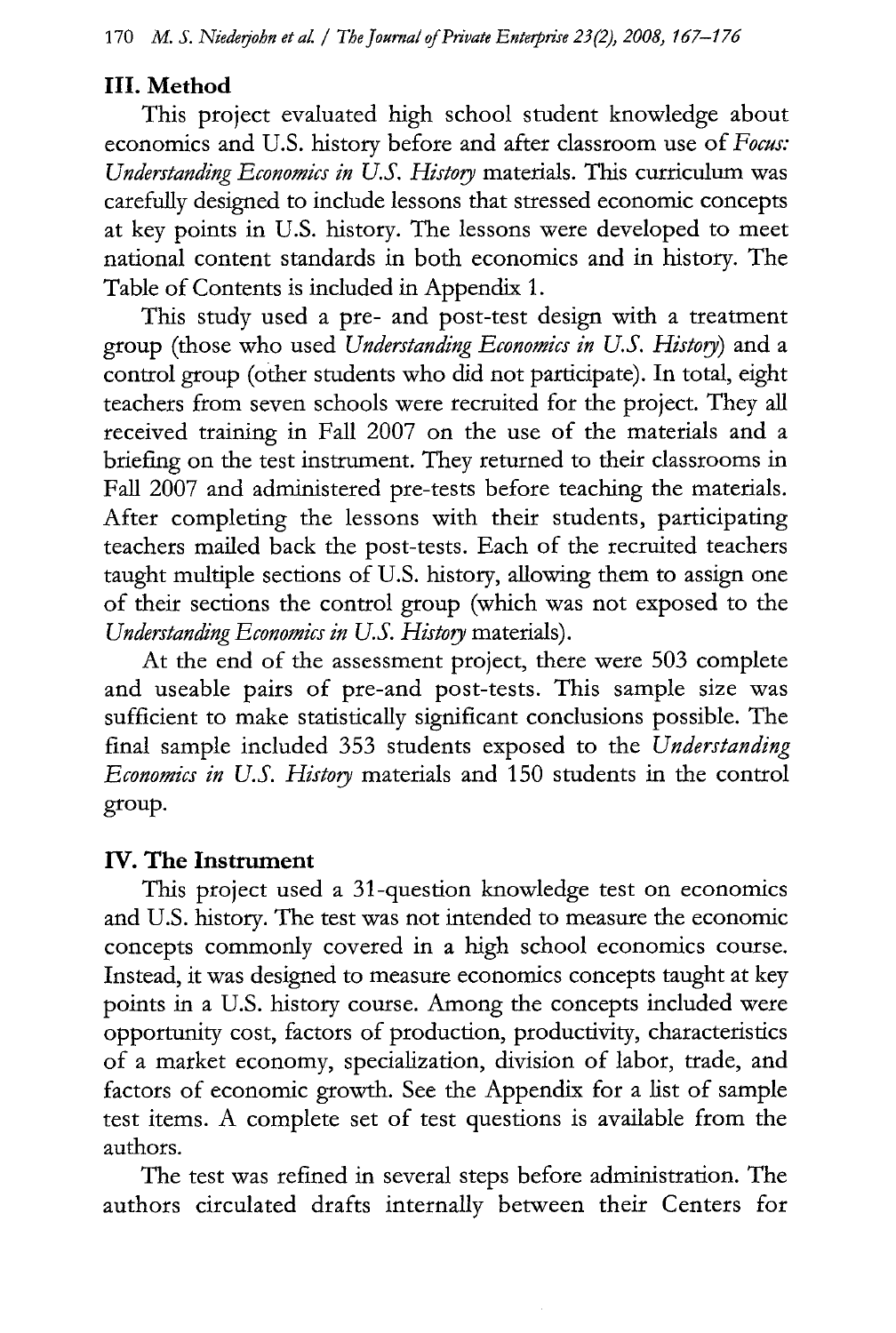## III. Method

This project evaluated high school student knowledge about economics and U.S. history before and after classroom use of *Focus: Understanding Economics in U.S. History* materials. This curriculum was carefully designed to include lessons that stressed economic concepts at key points in U.S. history. The lessons were developed to meet national content standards in both economics and in history. The Table of Contents is included in Appendix 1.

This study used a pre- and post-test design with a treatment group (those who used *Understanding Economics in U.S. History*) and a control group (other students who did not participate). In total, eight teachers from seven schools were recruited for the project. They all received training in Fall 2007 on the use of the materials and a briefing on the test instrument. They returned to their classrooms in Fall 2007 and administered pre-tests before teaching the materials. After completing the lessons with their students, participating teachers mailed back the post-tests. Each of the recruited teachers taught multiple sections of U.S. history, allowing them to assign one of their sections the control group (which was not exposed to the *Understanding Economics in U.S. History* materials).

At the end of the assessment project, there were 503 complete and useable pairs of pre-and post-tests. This sample size was sufficient to make statistically significant conclusions possible. The final sample included 353 students exposed to the *Understanding Economics in U.S. History* materials and 150 students in the control group.

## IV. The Instrument

This project used a 31-question knowledge test on economics and U.S. history. The test was not intended to measure the economic concepts commonly covered in a high school economics course. Instead, it was designed to measure economics concepts taught at key points in a U.S. history course. Among the concepts included were opportunity cost, factors of production, productivity, characteristics of a market economy, specialization, division of labor, trade, and factors of economic growth. See the Appendix for a list of sample test items. A complete set of test questions is available from the authors.

The test was refined in several steps before administration. The authors circulated drafts internally between their Centers for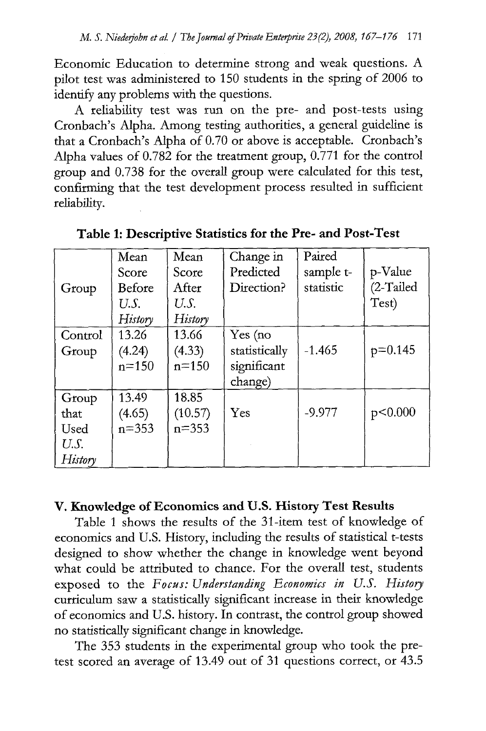Economic Education to determine strong and weak questions. A pilot test was administered to 150 students in the spring of 2006 to identify any problems with the questions.

A reliability test was run on the pre- and post-tests using Cronbach's Alpha. Among testing authorities, a general guideline is that a Cronbach's Alpha of 0.70 or above is acceptable. Cronbach's Alpha values of 0.782 for the treatment group, 0.771 for the control group and 0.738 for the overall group were calculated for this test, confirming that the test development process resulted in sufficient reliability.

**Table 1: Descriptive Statistics for the Pre- and Post-Test**

| Group | Mean Score Before *U.S. History* | Mean Score After *U.S. History* | Change in Predicted Direction? | Paired sample t-statistic | p-Value (2-Tailed Test) |
|---|---|---|---|---|---|
| Control Group | 13.26 (4.24) n=150 | 13.66 (4.33) n=150 | Yes (no statistically significant change) | -1.465 | p=0.145 |
| Group that Used *U.S. History* | 13.49 (4.65) n=353 | 18.85 (10.57) n=353 | Yes | -9.977 | p<0.000 |

## V. Knowledge of Economics and U.S. History Test Results

Table 1 shows the results of the 31-item test of knowledge of economics and U.S. History, including the results of statistical t-tests designed to show whether the change in knowledge went beyond what could be attributed to chance. For the overall test, students exposed to the *Focus: Understanding Economics in U.S. History* curriculum saw a statistically significant increase in their knowledge of economics and U.S. history. In contrast, the control group showed no statistically significant change in knowledge.

The 353 students in the experimental group who took the pre-test scored an average of 13.49 out of 31 questions correct, or 43.5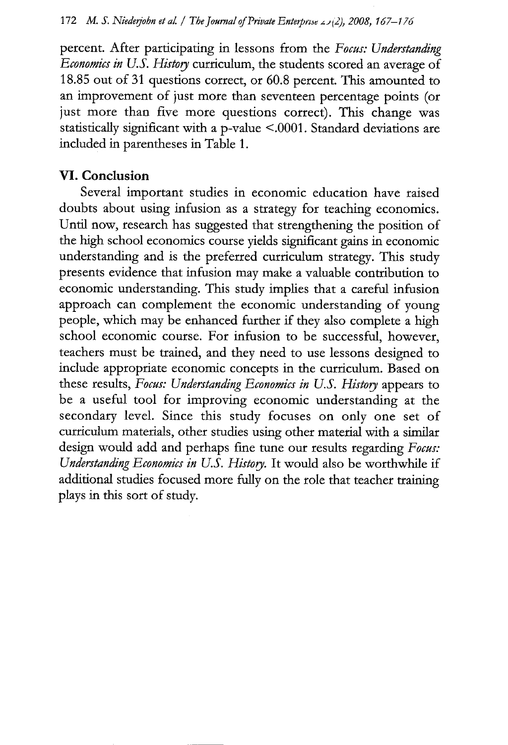percent. After participating in lessons from the *Focus: Understanding Economics in U.S. History* curriculum, the students scored an average of 18.85 out of 31 questions correct, or 60.8 percent. This amounted to an improvement of just more than seventeen percentage points (or just more than five more questions correct). This change was statistically significant with a p-value <.0001. Standard deviations are included in parentheses in Table 1.

## VI. Conclusion

Several important studies in economic education have raised doubts about using infusion as a strategy for teaching economics. Until now, research has suggested that strengthening the position of the high school economics course yields significant gains in economic understanding and is the preferred curriculum strategy. This study presents evidence that infusion may make a valuable contribution to economic understanding. This study implies that a careful infusion approach can complement the economic understanding of young people, which may be enhanced further if they also complete a high school economic course. For infusion to be successful, however, teachers must be trained, and they need to use lessons designed to include appropriate economic concepts in the curriculum. Based on these results, *Focus: Understanding Economics in U.S. History* appears to be a useful tool for improving economic understanding at the secondary level. Since this study focuses on only one set of curriculum materials, other studies using other material with a similar design would add and perhaps fine tune our results regarding *Focus: Understanding Economics in U.S. History.* It would also be worthwhile if additional studies focused more fully on the role that teacher training plays in this sort of study.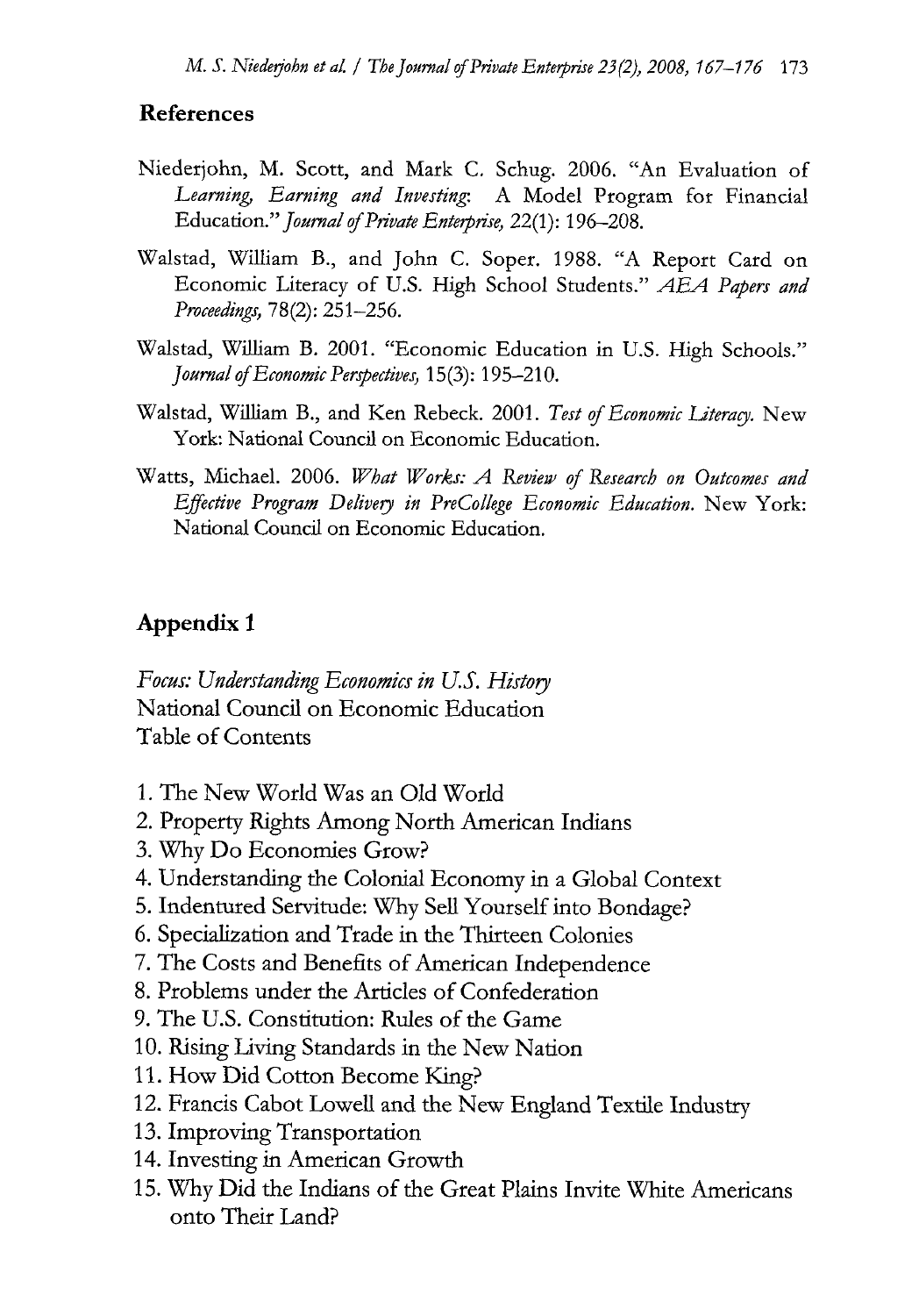## References

Niederjohn, M. Scott, and Mark C. Schug. 2006. "An Evaluation of *Learning, Earning and Investing*: A Model Program for Financial Education." *Journal of Private Enterprise,* 22(1): 196–208.

Walstad, William B., and John C. Soper. 1988. "A Report Card on Economic Literacy of U.S. High School Students." *AEA Papers and Proceedings,* 78(2): 251–256.

Walstad, William B. 2001. "Economic Education in U.S. High Schools." *Journal of Economic Perspectives,* 15(3): 195–210.

Walstad, William B., and Ken Rebeck. 2001. *Test of Economic Literacy.* New York: National Council on Economic Education.

Watts, Michael. 2006. *What Works: A Review of Research on Outcomes and Effective Program Delivery in PreCollege Economic Education.* New York: National Council on Economic Education.

## Appendix 1

*Focus: Understanding Economics in U.S. History*
National Council on Economic Education
Table of Contents

1. The New World Was an Old World
2. Property Rights Among North American Indians
3. Why Do Economies Grow?
4. Understanding the Colonial Economy in a Global Context
5. Indentured Servitude: Why Sell Yourself into Bondage?
6. Specialization and Trade in the Thirteen Colonies
7. The Costs and Benefits of American Independence
8. Problems under the Articles of Confederation
9. The U.S. Constitution: Rules of the Game
10. Rising Living Standards in the New Nation
11. How Did Cotton Become King?
12. Francis Cabot Lowell and the New England Textile Industry
13. Improving Transportation
14. Investing in American Growth
15. Why Did the Indians of the Great Plains Invite White Americans onto Their Land?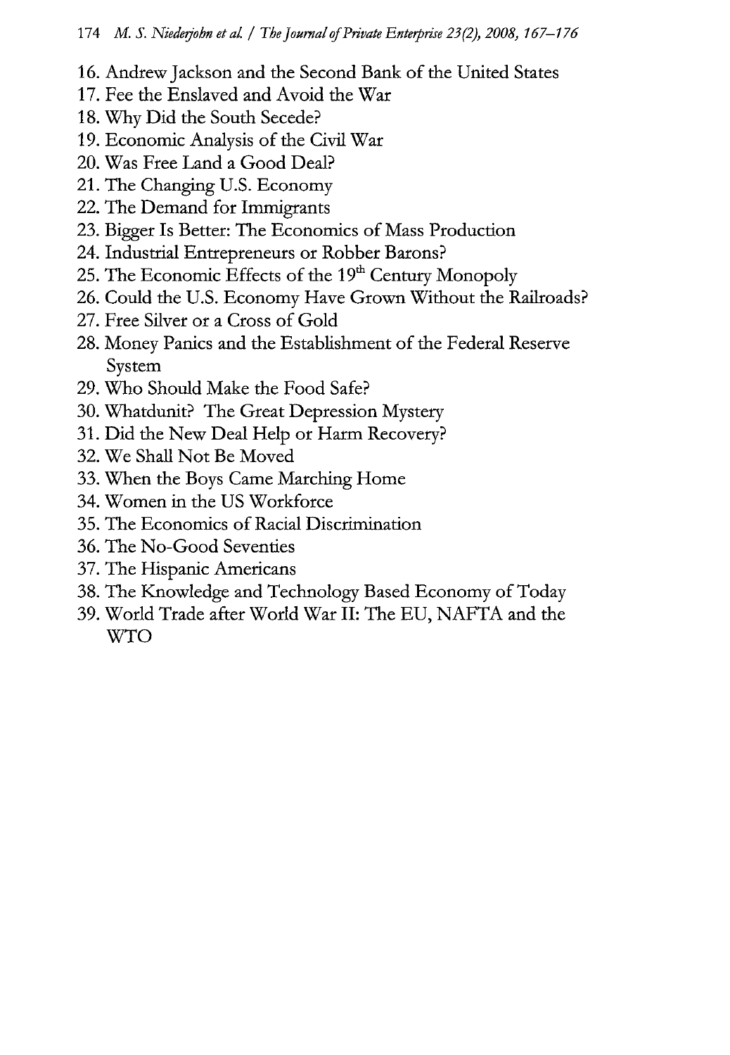16. Andrew Jackson and the Second Bank of the United States
17. Fee the Enslaved and Avoid the War
18. Why Did the South Secede?
19. Economic Analysis of the Civil War
20. Was Free Land a Good Deal?
21. The Changing U.S. Economy
22. The Demand for Immigrants
23. Bigger Is Better: The Economics of Mass Production
24. Industrial Entrepreneurs or Robber Barons?
25. The Economic Effects of the 19th Century Monopoly
26. Could the U.S. Economy Have Grown Without the Railroads?
27. Free Silver or a Cross of Gold
28. Money Panics and the Establishment of the Federal Reserve System
29. Who Should Make the Food Safe?
30. Whatdunit? The Great Depression Mystery
31. Did the New Deal Help or Harm Recovery?
32. We Shall Not Be Moved
33. When the Boys Came Marching Home
34. Women in the US Workforce
35. The Economics of Racial Discrimination
36. The No-Good Seventies
37. The Hispanic Americans
38. The Knowledge and Technology Based Economy of Today
39. World Trade after World War II: The EU, NAFTA and the WTO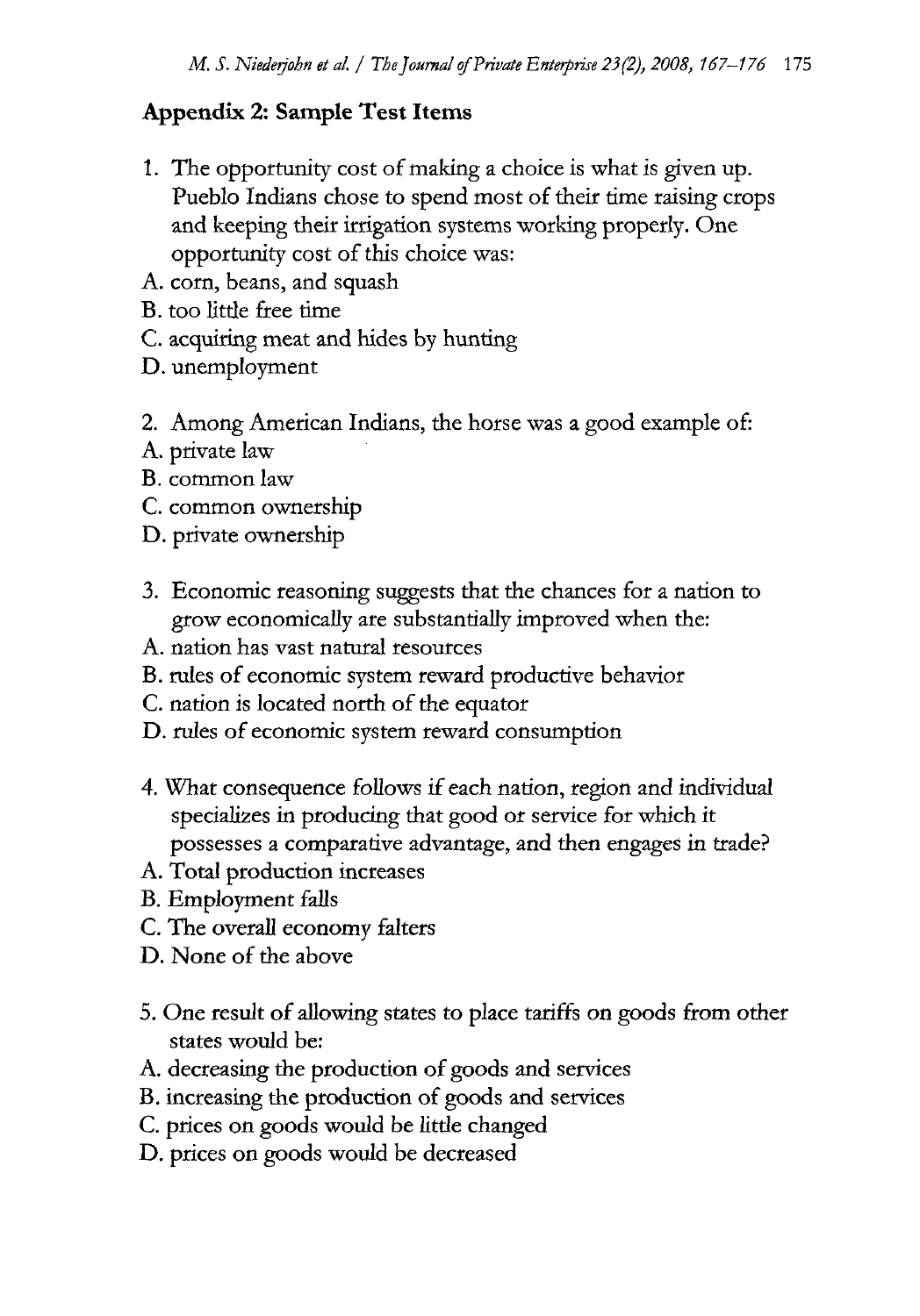## Appendix 2: Sample Test Items

1. The opportunity cost of making a choice is what is given up. Pueblo Indians chose to spend most of their time raising crops and keeping their irrigation systems working properly. One opportunity cost of this choice was:

A. corn, beans, and squash
B. too little free time
C. acquiring meat and hides by hunting
D. unemployment

2. Among American Indians, the horse was a good example of:

A. private law
B. common law
C. common ownership
D. private ownership

3. Economic reasoning suggests that the chances for a nation to grow economically are substantially improved when the:

A. nation has vast natural resources
B. rules of economic system reward productive behavior
C. nation is located north of the equator
D. rules of economic system reward consumption

4. What consequence follows if each nation, region and individual specializes in producing that good or service for which it possesses a comparative advantage, and then engages in trade?

A. Total production increases
B. Employment falls
C. The overall economy falters
D. None of the above

5. One result of allowing states to place tariffs on goods from other states would be:

A. decreasing the production of goods and services
B. increasing the production of goods and services
C. prices on goods would be little changed
D. prices on goods would be decreased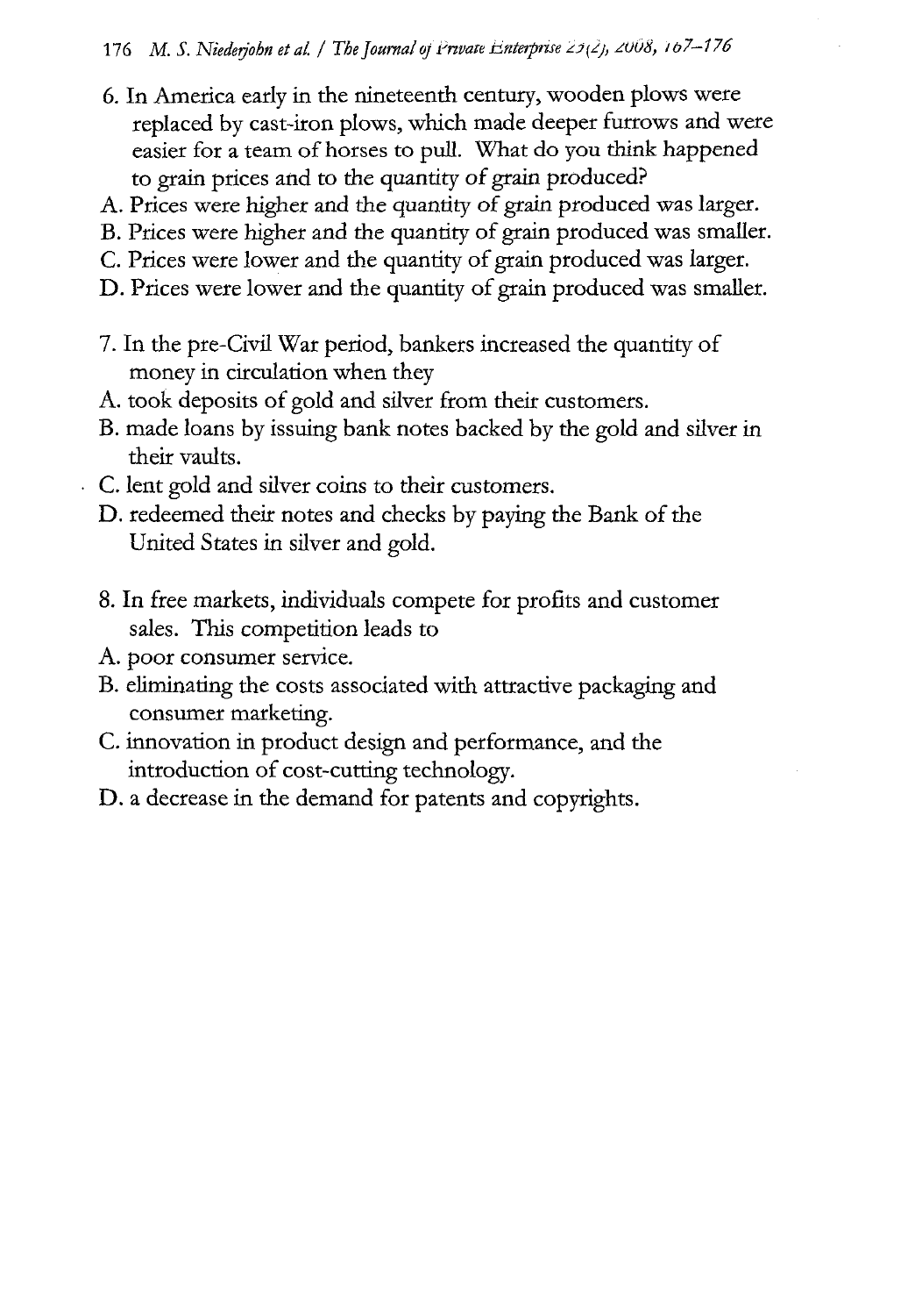6. In America early in the nineteenth century, wooden plows were replaced by cast-iron plows, which made deeper furrows and were easier for a team of horses to pull. What do you think happened to grain prices and to the quantity of grain produced?

A. Prices were higher and the quantity of grain produced was larger.
B. Prices were higher and the quantity of grain produced was smaller.
C. Prices were lower and the quantity of grain produced was larger.
D. Prices were lower and the quantity of grain produced was smaller.

7. In the pre-Civil War period, bankers increased the quantity of money in circulation when they

A. took deposits of gold and silver from their customers.
B. made loans by issuing bank notes backed by the gold and silver in their vaults.
C. lent gold and silver coins to their customers.
D. redeemed their notes and checks by paying the Bank of the United States in silver and gold.

8. In free markets, individuals compete for profits and customer sales. This competition leads to

A. poor consumer service.
B. eliminating the costs associated with attractive packaging and consumer marketing.
C. innovation in product design and performance, and the introduction of cost-cutting technology.
D. a decrease in the demand for patents and copyrights.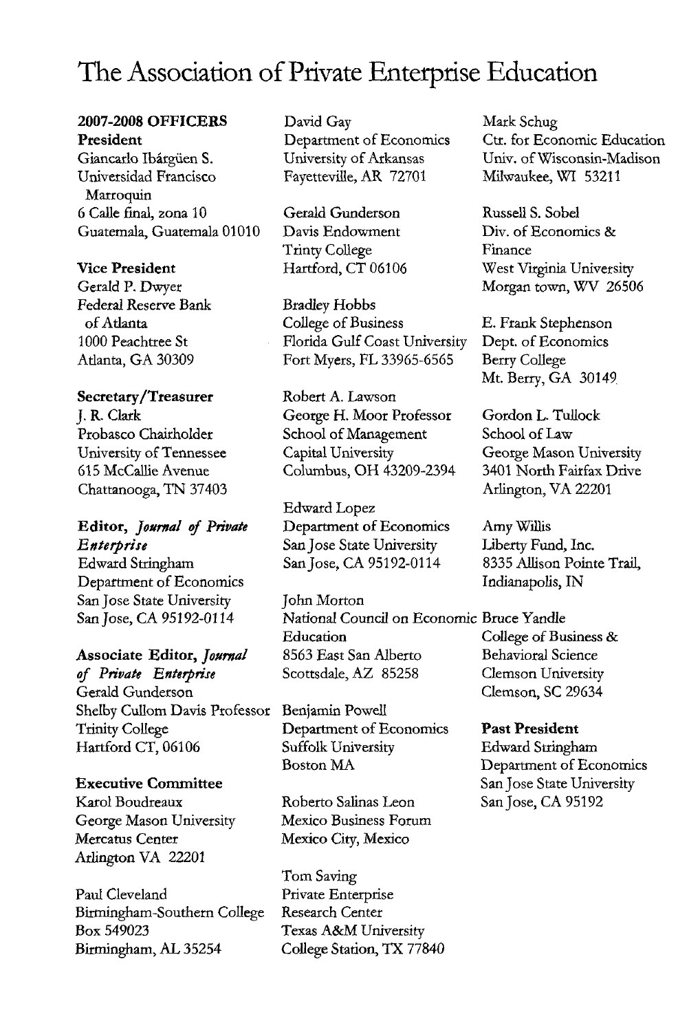# The Association of Private Enterprise Education

**2007-2008 OFFICERS**

**President**
Giancarlo Ibárgüen S.
Universidad Francisco Marroquin
6 Calle final, zona 10
Guatemala, Guatemala 01010

**Vice President**
Gerald P. Dwyer
Federal Reserve Bank of Atlanta
1000 Peachtree St
Atlanta, GA 30309

**Secretary/Treasurer**
J. R. Clark
Probasco Chairholder
University of Tennessee
615 McCallie Avenue
Chattanooga, TN 37403

**Editor, *Journal of Private Enterprise***
Edward Stringham
Department of Economics
San Jose State University
San Jose, CA 95192-0114

**Associate Editor, *Journal of Private Enterprise***
Gerald Gunderson
Shelby Cullom Davis Professor
Trinity College
Hartford CT, 06106

**Executive Committee**

Karol Boudreaux
George Mason University
Mercatus Center
Arlington VA 22201

Paul Cleveland
Birmingham-Southern College
Box 549023
Birmingham, AL 35254

David Gay
Department of Economics
University of Arkansas
Fayetteville, AR 72701

Gerald Gunderson
Davis Endowment
Trinty College
Hartford, CT 06106

Bradley Hobbs
College of Business
Florida Gulf Coast University
Fort Myers, FL 33965-6565

Robert A. Lawson
George H. Moor Professor
School of Management
Capital University
Columbus, OH 43209-2394

Edward Lopez
Department of Economics
San Jose State University
San Jose, CA 95192-0114

John Morton
National Council on Economic Education
8563 East San Alberto
Scottsdale, AZ 85258

Benjamin Powell
Department of Economics
Suffolk University
Boston MA

Roberto Salinas Leon
Mexico Business Forum
Mexico City, Mexico

Tom Saving
Private Enterprise Research Center
Texas A&M University
College Station, TX 77840

Mark Schug
Ctr. for Economic Education
Univ. of Wisconsin-Madison
Milwaukee, WI 53211

Russell S. Sobel
Div. of Economics & Finance
West Virginia University
Morgan town, WV 26506

E. Frank Stephenson
Dept. of Economics
Berry College
Mt. Berry, GA 30149

Gordon L. Tullock
School of Law
George Mason University
3401 North Fairfax Drive
Arlington, VA 22201

Amy Willis
Liberty Fund, Inc.
8335 Allison Pointe Trail,
Indianapolis, IN

Bruce Yandle
College of Business & Behavioral Science
Clemson University
Clemson, SC 29634

**Past President**
Edward Stringham
Department of Economics
San Jose State University
San Jose, CA 95192